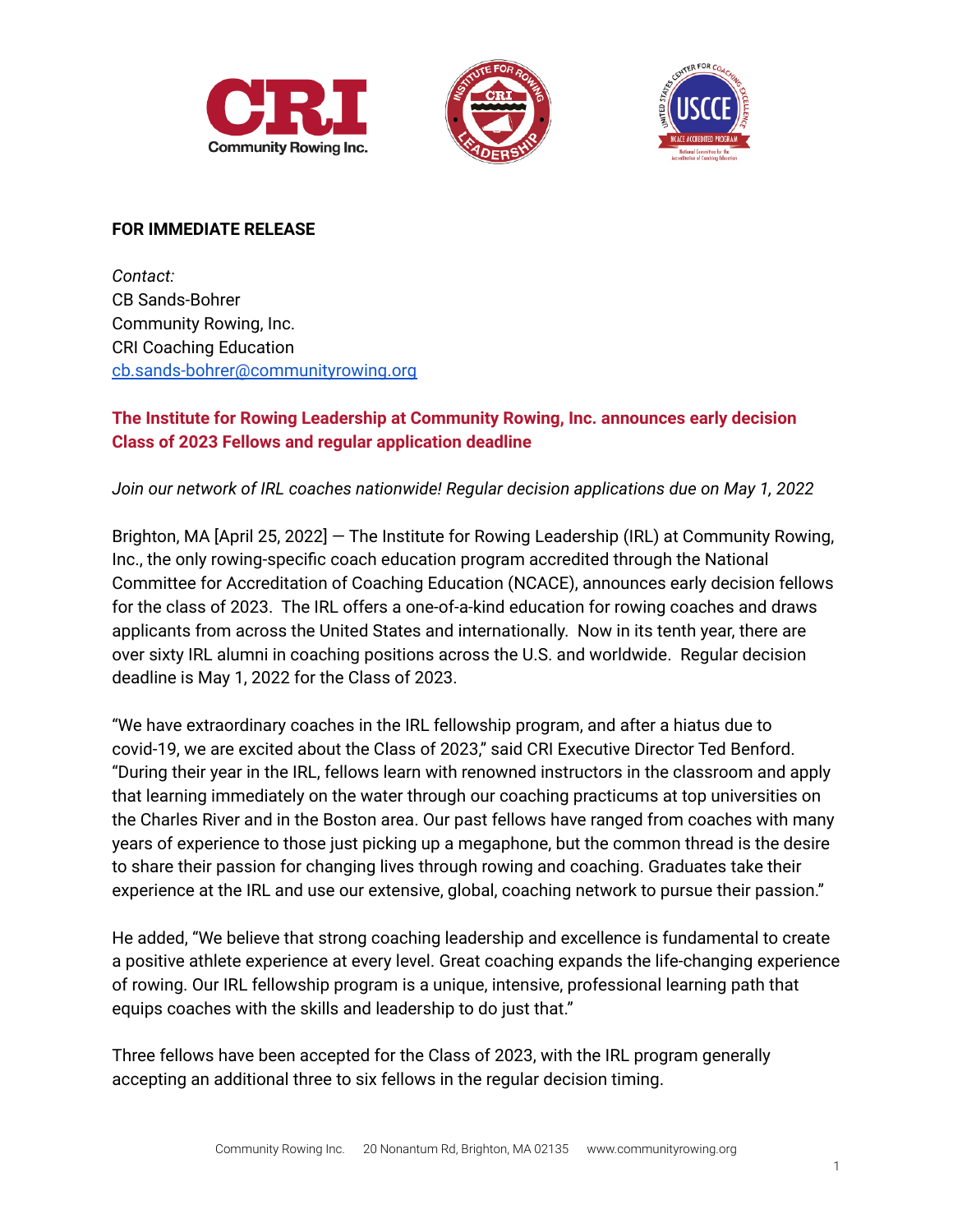**FOR IMMEDIATE RELEASE**

*Contact:*
CB Sands-Bohrer
Community Rowing, Inc.
CRI Coaching Education
cb.sands-bohrer@communityrowing.org

## The Institute for Rowing Leadership at Community Rowing, Inc. announces early decision Class of 2023 Fellows and regular application deadline

*Join our network of IRL coaches nationwide! Regular decision applications due on May 1, 2022*

Brighton, MA [April 25, 2022] — The Institute for Rowing Leadership (IRL) at Community Rowing, Inc., the only rowing-specific coach education program accredited through the National Committee for Accreditation of Coaching Education (NCACE), announces early decision fellows for the class of 2023. The IRL offers a one-of-a-kind education for rowing coaches and draws applicants from across the United States and internationally. Now in its tenth year, there are over sixty IRL alumni in coaching positions across the U.S. and worldwide. Regular decision deadline is May 1, 2022 for the Class of 2023.

"We have extraordinary coaches in the IRL fellowship program, and after a hiatus due to covid-19, we are excited about the Class of 2023," said CRI Executive Director Ted Benford. "During their year in the IRL, fellows learn with renowned instructors in the classroom and apply that learning immediately on the water through our coaching practicums at top universities on the Charles River and in the Boston area. Our past fellows have ranged from coaches with many years of experience to those just picking up a megaphone, but the common thread is the desire to share their passion for changing lives through rowing and coaching. Graduates take their experience at the IRL and use our extensive, global, coaching network to pursue their passion."

He added, "We believe that strong coaching leadership and excellence is fundamental to create a positive athlete experience at every level. Great coaching expands the life-changing experience of rowing. Our IRL fellowship program is a unique, intensive, professional learning path that equips coaches with the skills and leadership to do just that."

Three fellows have been accepted for the Class of 2023, with the IRL program generally accepting an additional three to six fellows in the regular decision timing.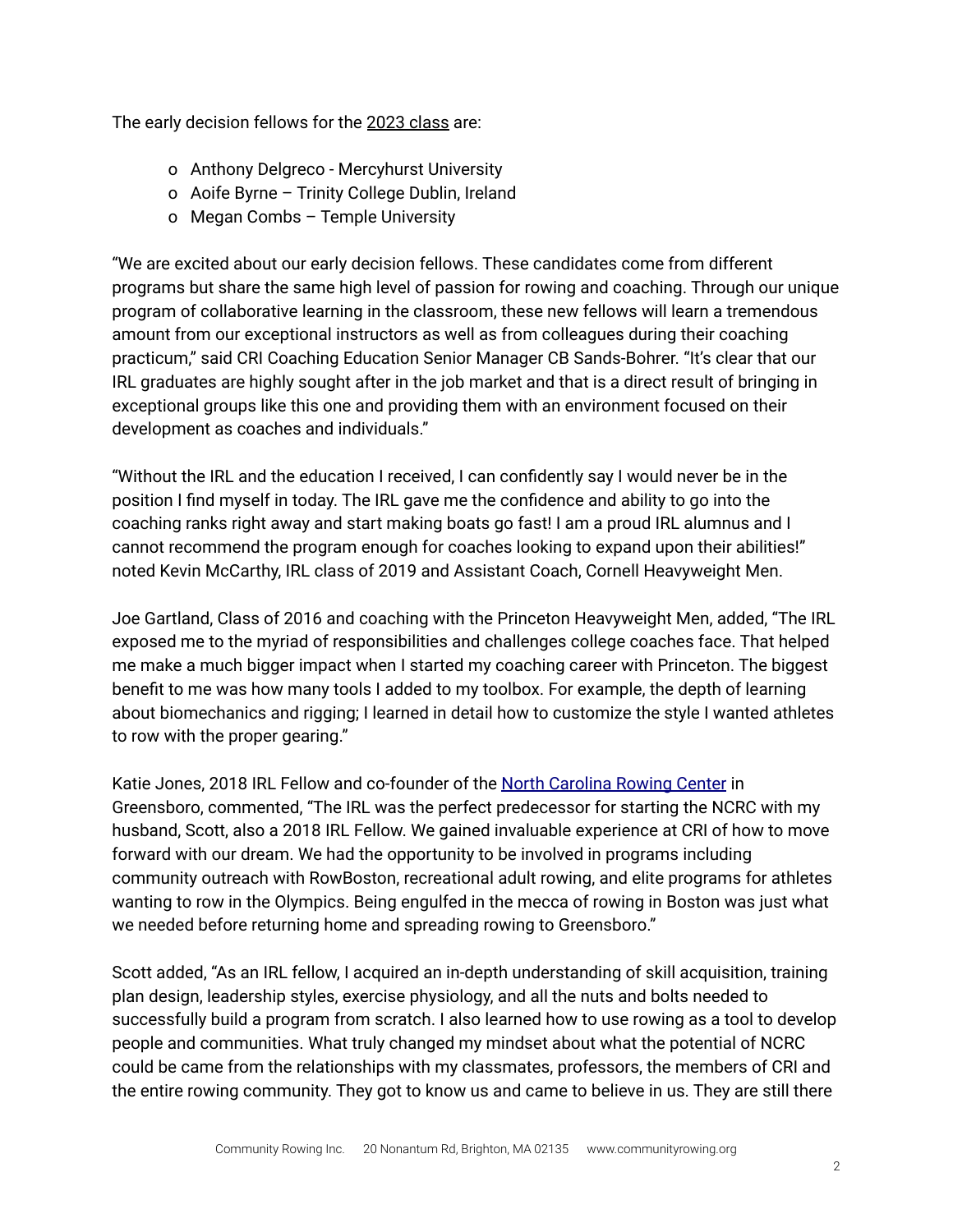The early decision fellows for the [2023 class](#) are:

- Anthony Delgreco - Mercyhurst University
- Aoife Byrne – Trinity College Dublin, Ireland
- Megan Combs – Temple University

"We are excited about our early decision fellows. These candidates come from different programs but share the same high level of passion for rowing and coaching. Through our unique program of collaborative learning in the classroom, these new fellows will learn a tremendous amount from our exceptional instructors as well as from colleagues during their coaching practicum," said CRI Coaching Education Senior Manager CB Sands-Bohrer. "It's clear that our IRL graduates are highly sought after in the job market and that is a direct result of bringing in exceptional groups like this one and providing them with an environment focused on their development as coaches and individuals."

"Without the IRL and the education I received, I can confidently say I would never be in the position I find myself in today. The IRL gave me the confidence and ability to go into the coaching ranks right away and start making boats go fast! I am a proud IRL alumnus and I cannot recommend the program enough for coaches looking to expand upon their abilities!" noted Kevin McCarthy, IRL class of 2019 and Assistant Coach, Cornell Heavyweight Men.

Joe Gartland, Class of 2016 and coaching with the Princeton Heavyweight Men, added, "The IRL exposed me to the myriad of responsibilities and challenges college coaches face. That helped me make a much bigger impact when I started my coaching career with Princeton. The biggest benefit to me was how many tools I added to my toolbox. For example, the depth of learning about biomechanics and rigging; I learned in detail how to customize the style I wanted athletes to row with the proper gearing."

Katie Jones, 2018 IRL Fellow and co-founder of the [North Carolina Rowing Center](#) in Greensboro, commented, "The IRL was the perfect predecessor for starting the NCRC with my husband, Scott, also a 2018 IRL Fellow. We gained invaluable experience at CRI of how to move forward with our dream. We had the opportunity to be involved in programs including community outreach with RowBoston, recreational adult rowing, and elite programs for athletes wanting to row in the Olympics. Being engulfed in the mecca of rowing in Boston was just what we needed before returning home and spreading rowing to Greensboro."

Scott added, "As an IRL fellow, I acquired an in-depth understanding of skill acquisition, training plan design, leadership styles, exercise physiology, and all the nuts and bolts needed to successfully build a program from scratch. I also learned how to use rowing as a tool to develop people and communities. What truly changed my mindset about what the potential of NCRC could be came from the relationships with my classmates, professors, the members of CRI and the entire rowing community. They got to know us and came to believe in us. They are still there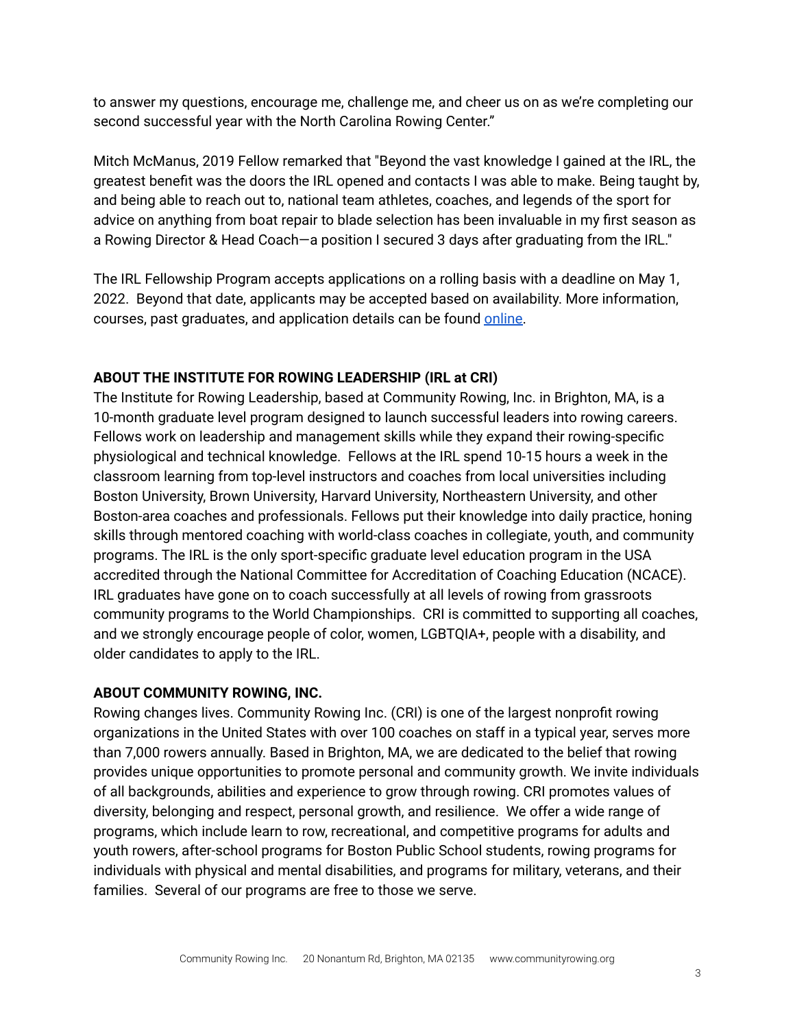to answer my questions, encourage me, challenge me, and cheer us on as we're completing our second successful year with the North Carolina Rowing Center."

Mitch McManus, 2019 Fellow remarked that "Beyond the vast knowledge I gained at the IRL, the greatest benefit was the doors the IRL opened and contacts I was able to make. Being taught by, and being able to reach out to, national team athletes, coaches, and legends of the sport for advice on anything from boat repair to blade selection has been invaluable in my first season as a Rowing Director & Head Coach—a position I secured 3 days after graduating from the IRL."

The IRL Fellowship Program accepts applications on a rolling basis with a deadline on May 1, 2022. Beyond that date, applicants may be accepted based on availability. More information, courses, past graduates, and application details can be found online.

**ABOUT THE INSTITUTE FOR ROWING LEADERSHIP (IRL at CRI)**

The Institute for Rowing Leadership, based at Community Rowing, Inc. in Brighton, MA, is a 10-month graduate level program designed to launch successful leaders into rowing careers. Fellows work on leadership and management skills while they expand their rowing-specific physiological and technical knowledge. Fellows at the IRL spend 10-15 hours a week in the classroom learning from top-level instructors and coaches from local universities including Boston University, Brown University, Harvard University, Northeastern University, and other Boston-area coaches and professionals. Fellows put their knowledge into daily practice, honing skills through mentored coaching with world-class coaches in collegiate, youth, and community programs. The IRL is the only sport-specific graduate level education program in the USA accredited through the National Committee for Accreditation of Coaching Education (NCACE). IRL graduates have gone on to coach successfully at all levels of rowing from grassroots community programs to the World Championships. CRI is committed to supporting all coaches, and we strongly encourage people of color, women, LGBTQIA+, people with a disability, and older candidates to apply to the IRL.

**ABOUT COMMUNITY ROWING, INC.**

Rowing changes lives. Community Rowing Inc. (CRI) is one of the largest nonprofit rowing organizations in the United States with over 100 coaches on staff in a typical year, serves more than 7,000 rowers annually. Based in Brighton, MA, we are dedicated to the belief that rowing provides unique opportunities to promote personal and community growth. We invite individuals of all backgrounds, abilities and experience to grow through rowing. CRI promotes values of diversity, belonging and respect, personal growth, and resilience. We offer a wide range of programs, which include learn to row, recreational, and competitive programs for adults and youth rowers, after-school programs for Boston Public School students, rowing programs for individuals with physical and mental disabilities, and programs for military, veterans, and their families. Several of our programs are free to those we serve.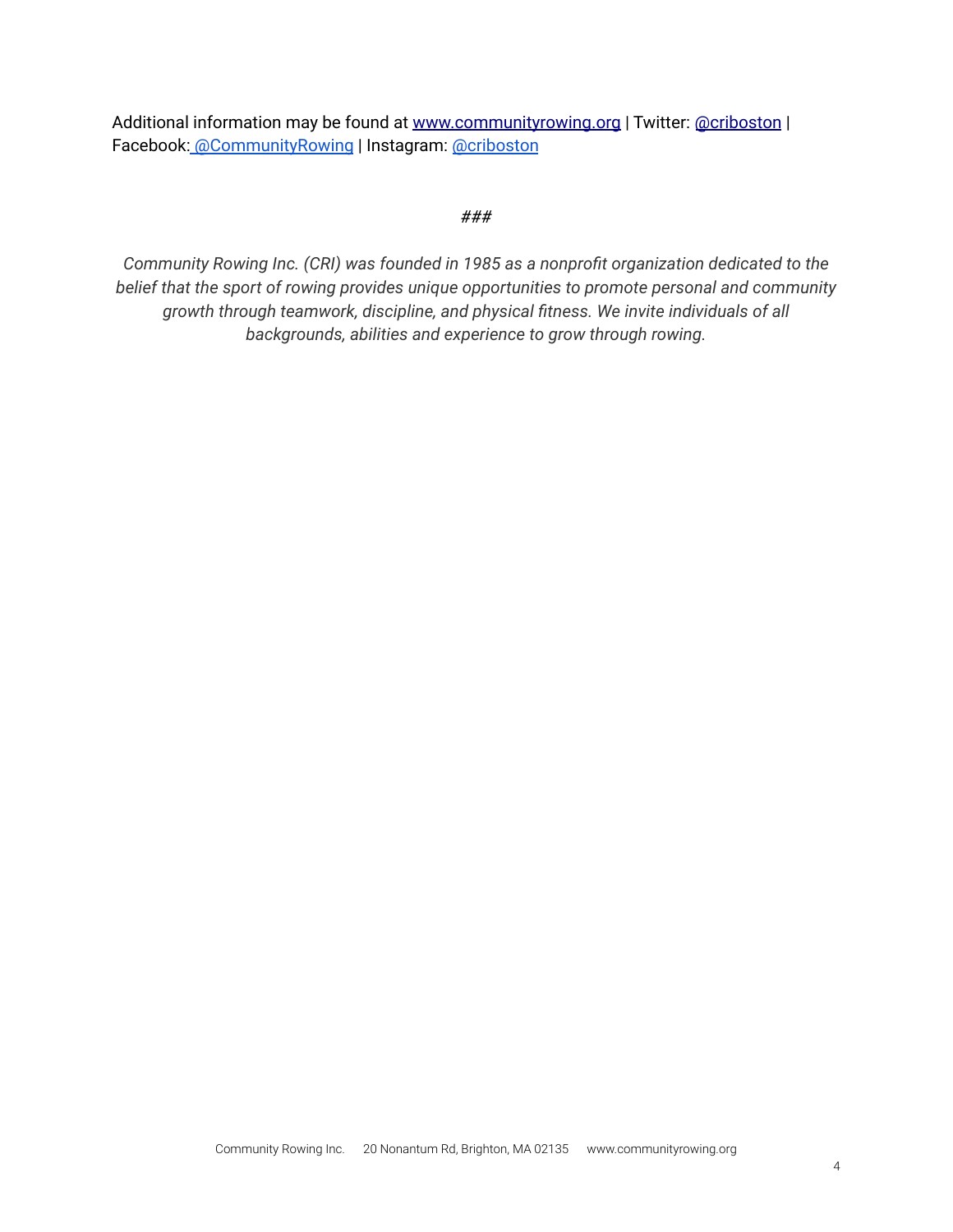Additional information may be found at [www.communityrowing.org](http://www.communityrowing.org) | Twitter: [@criboston](https://twitter.com/criboston) | Facebook: [@CommunityRowing](https://facebook.com/CommunityRowing) | Instagram: [@criboston](https://instagram.com/criboston)

###

*Community Rowing Inc. (CRI) was founded in 1985 as a nonprofit organization dedicated to the belief that the sport of rowing provides unique opportunities to promote personal and community growth through teamwork, discipline, and physical fitness. We invite individuals of all backgrounds, abilities and experience to grow through rowing.*